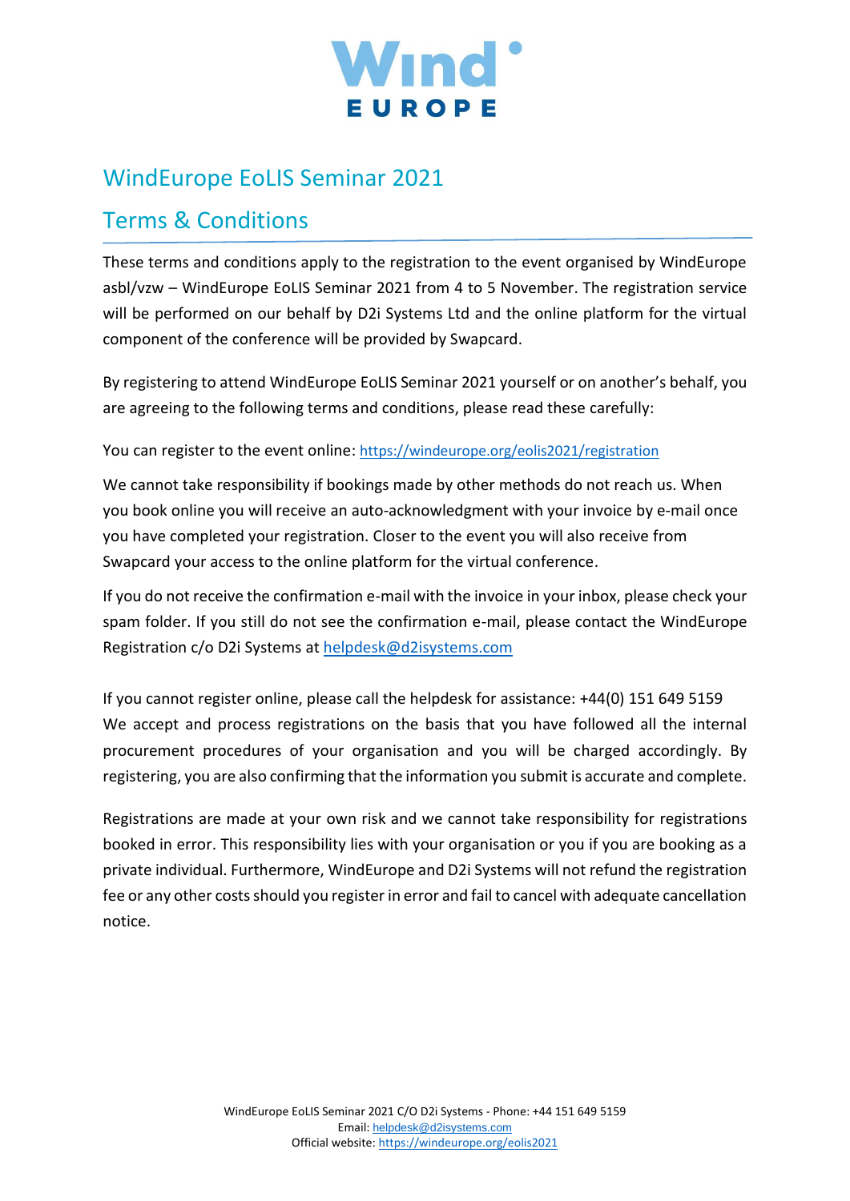# WindEurope EoLIS Seminar 2021

## Terms & Conditions

These terms and conditions apply to the registration to the event organised by WindEurope asbl/vzw – WindEurope EoLIS Seminar 2021 from 4 to 5 November. The registration service will be performed on our behalf by D2i Systems Ltd and the online platform for the virtual component of the conference will be provided by Swapcard.

By registering to attend WindEurope EoLIS Seminar 2021 yourself or on another's behalf, you are agreeing to the following terms and conditions, please read these carefully:

You can register to the event online: https://windeurope.org/eolis2021/registration

We cannot take responsibility if bookings made by other methods do not reach us. When you book online you will receive an auto-acknowledgment with your invoice by e-mail once you have completed your registration. Closer to the event you will also receive from Swapcard your access to the online platform for the virtual conference.

If you do not receive the confirmation e-mail with the invoice in your inbox, please check your spam folder. If you still do not see the confirmation e-mail, please contact the WindEurope Registration c/o D2i Systems at helpdesk@d2isystems.com

If you cannot register online, please call the helpdesk for assistance: +44(0) 151 649 5159
We accept and process registrations on the basis that you have followed all the internal procurement procedures of your organisation and you will be charged accordingly. By registering, you are also confirming that the information you submit is accurate and complete.

Registrations are made at your own risk and we cannot take responsibility for registrations booked in error. This responsibility lies with your organisation or you if you are booking as a private individual. Furthermore, WindEurope and D2i Systems will not refund the registration fee or any other costs should you register in error and fail to cancel with adequate cancellation notice.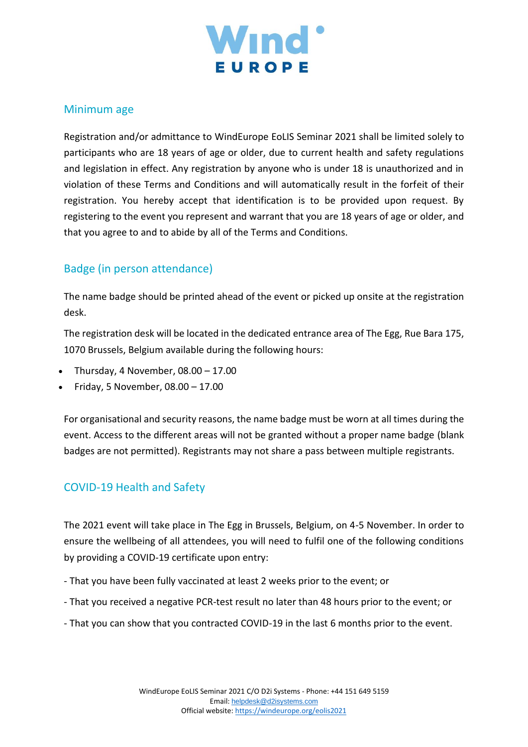## Minimum age

Registration and/or admittance to WindEurope EoLIS Seminar 2021 shall be limited solely to participants who are 18 years of age or older, due to current health and safety regulations and legislation in effect. Any registration by anyone who is under 18 is unauthorized and in violation of these Terms and Conditions and will automatically result in the forfeit of their registration. You hereby accept that identification is to be provided upon request. By registering to the event you represent and warrant that you are 18 years of age or older, and that you agree to and to abide by all of the Terms and Conditions.

## Badge (in person attendance)

The name badge should be printed ahead of the event or picked up onsite at the registration desk.

The registration desk will be located in the dedicated entrance area of The Egg, Rue Bara 175, 1070 Brussels, Belgium available during the following hours:

- Thursday, 4 November, 08.00 – 17.00
- Friday, 5 November, 08.00 – 17.00

For organisational and security reasons, the name badge must be worn at all times during the event. Access to the different areas will not be granted without a proper name badge (blank badges are not permitted). Registrants may not share a pass between multiple registrants.

## COVID-19 Health and Safety

The 2021 event will take place in The Egg in Brussels, Belgium, on 4-5 November. In order to ensure the wellbeing of all attendees, you will need to fulfil one of the following conditions by providing a COVID-19 certificate upon entry:

- That you have been fully vaccinated at least 2 weeks prior to the event; or

- That you received a negative PCR-test result no later than 48 hours prior to the event; or

- That you can show that you contracted COVID-19 in the last 6 months prior to the event.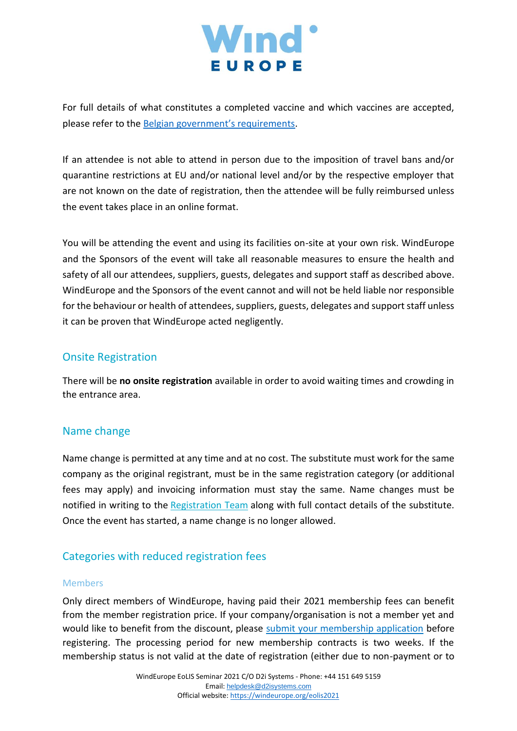For full details of what constitutes a completed vaccine and which vaccines are accepted, please refer to the [Belgian government's requirements](#).

If an attendee is not able to attend in person due to the imposition of travel bans and/or quarantine restrictions at EU and/or national level and/or by the respective employer that are not known on the date of registration, then the attendee will be fully reimbursed unless the event takes place in an online format.

You will be attending the event and using its facilities on-site at your own risk. WindEurope and the Sponsors of the event will take all reasonable measures to ensure the health and safety of all our attendees, suppliers, guests, delegates and support staff as described above. WindEurope and the Sponsors of the event cannot and will not be held liable nor responsible for the behaviour or health of attendees, suppliers, guests, delegates and support staff unless it can be proven that WindEurope acted negligently.

## Onsite Registration

There will be **no onsite registration** available in order to avoid waiting times and crowding in the entrance area.

## Name change

Name change is permitted at any time and at no cost. The substitute must work for the same company as the original registrant, must be in the same registration category (or additional fees may apply) and invoicing information must stay the same. Name changes must be notified in writing to the [Registration Team](#) along with full contact details of the substitute. Once the event has started, a name change is no longer allowed.

## Categories with reduced registration fees

### Members

Only direct members of WindEurope, having paid their 2021 membership fees can benefit from the member registration price. If your company/organisation is not a member yet and would like to benefit from the discount, please [submit your membership application](#) before registering. The processing period for new membership contracts is two weeks. If the membership status is not valid at the date of registration (either due to non-payment or to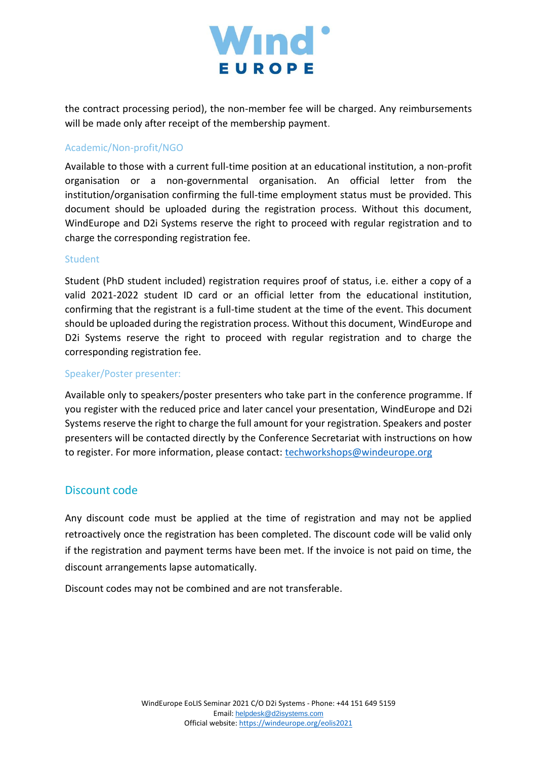the contract processing period), the non-member fee will be charged. Any reimbursements will be made only after receipt of the membership payment.

### Academic/Non-profit/NGO

Available to those with a current full-time position at an educational institution, a non-profit organisation or a non-governmental organisation. An official letter from the institution/organisation confirming the full-time employment status must be provided. This document should be uploaded during the registration process. Without this document, WindEurope and D2i Systems reserve the right to proceed with regular registration and to charge the corresponding registration fee.

### Student

Student (PhD student included) registration requires proof of status, i.e. either a copy of a valid 2021-2022 student ID card or an official letter from the educational institution, confirming that the registrant is a full-time student at the time of the event. This document should be uploaded during the registration process. Without this document, WindEurope and D2i Systems reserve the right to proceed with regular registration and to charge the corresponding registration fee.

### Speaker/Poster presenter:

Available only to speakers/poster presenters who take part in the conference programme. If you register with the reduced price and later cancel your presentation, WindEurope and D2i Systems reserve the right to charge the full amount for your registration. Speakers and poster presenters will be contacted directly by the Conference Secretariat with instructions on how to register. For more information, please contact: techworkshops@windeurope.org

## Discount code

Any discount code must be applied at the time of registration and may not be applied retroactively once the registration has been completed. The discount code will be valid only if the registration and payment terms have been met. If the invoice is not paid on time, the discount arrangements lapse automatically.

Discount codes may not be combined and are not transferable.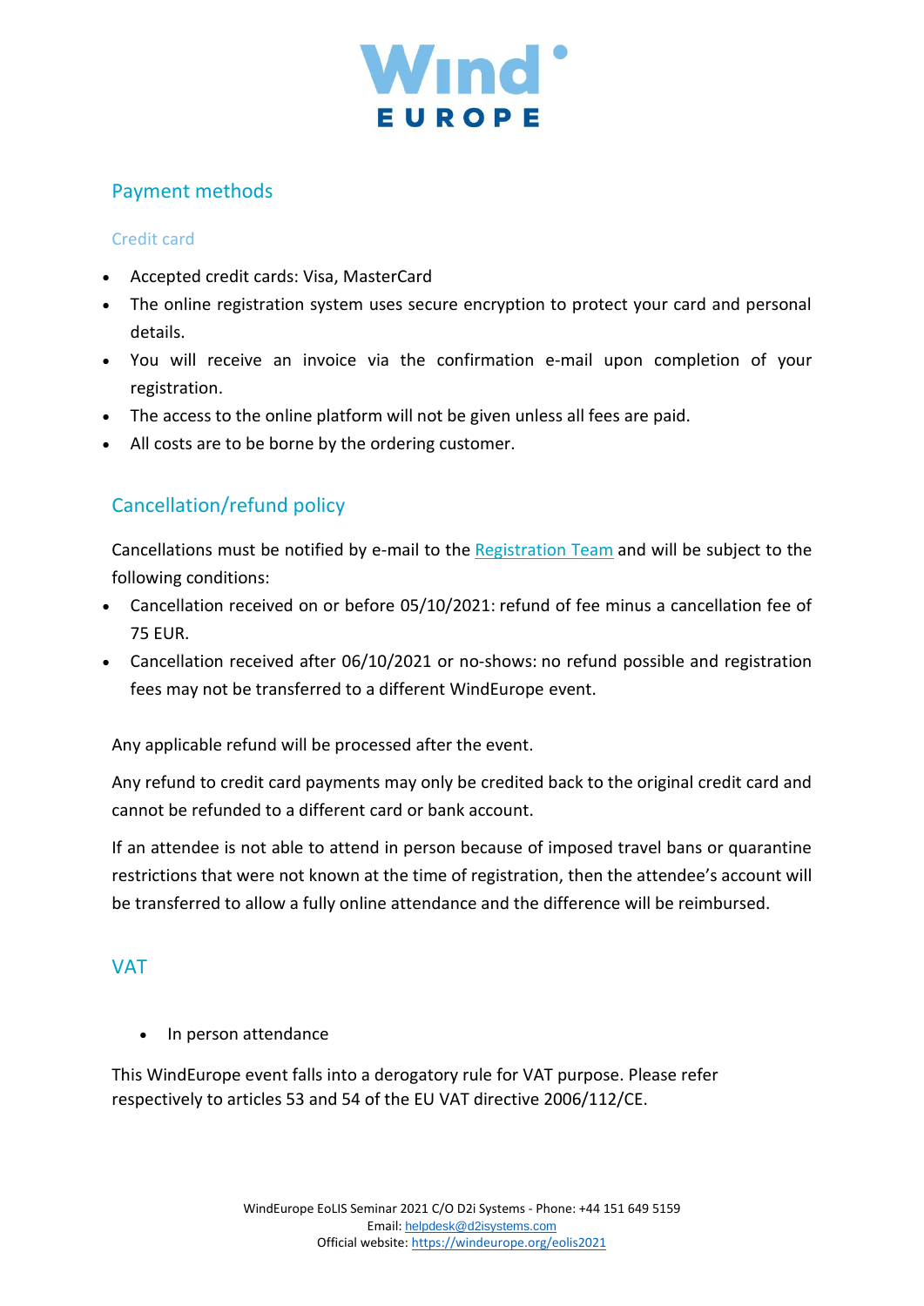## Payment methods

### Credit card

- Accepted credit cards: Visa, MasterCard
- The online registration system uses secure encryption to protect your card and personal details.
- You will receive an invoice via the confirmation e-mail upon completion of your registration.
- The access to the online platform will not be given unless all fees are paid.
- All costs are to be borne by the ordering customer.

## Cancellation/refund policy

Cancellations must be notified by e-mail to the Registration Team and will be subject to the following conditions:

- Cancellation received on or before 05/10/2021: refund of fee minus a cancellation fee of 75 EUR.
- Cancellation received after 06/10/2021 or no-shows: no refund possible and registration fees may not be transferred to a different WindEurope event.

Any applicable refund will be processed after the event.

Any refund to credit card payments may only be credited back to the original credit card and cannot be refunded to a different card or bank account.

If an attendee is not able to attend in person because of imposed travel bans or quarantine restrictions that were not known at the time of registration, then the attendee's account will be transferred to allow a fully online attendance and the difference will be reimbursed.

## VAT

- In person attendance

This WindEurope event falls into a derogatory rule for VAT purpose. Please refer respectively to articles 53 and 54 of the EU VAT directive 2006/112/CE.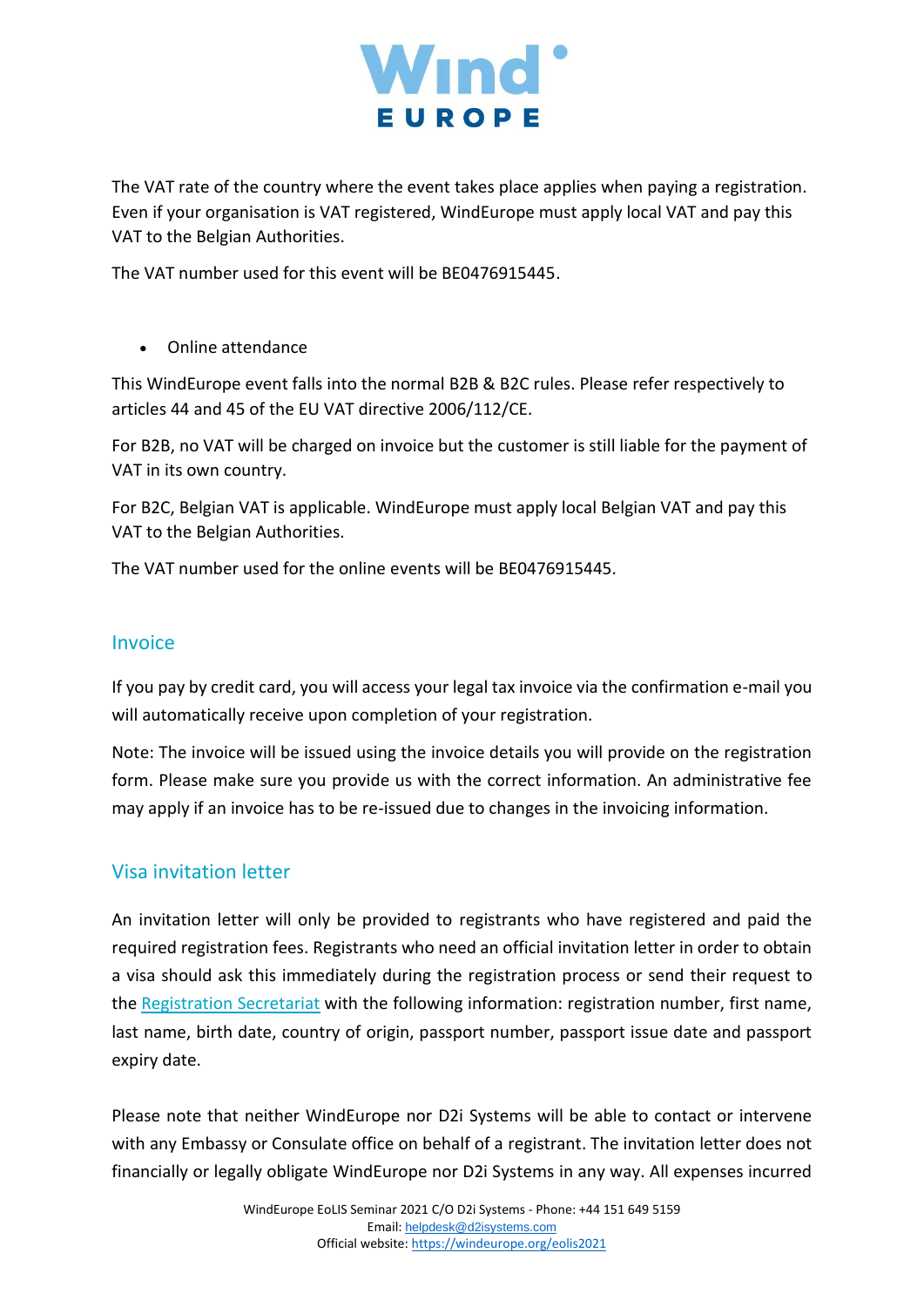The VAT rate of the country where the event takes place applies when paying a registration. Even if your organisation is VAT registered, WindEurope must apply local VAT and pay this VAT to the Belgian Authorities.

The VAT number used for this event will be BE0476915445.

- Online attendance

This WindEurope event falls into the normal B2B & B2C rules. Please refer respectively to articles 44 and 45 of the EU VAT directive 2006/112/CE.

For B2B, no VAT will be charged on invoice but the customer is still liable for the payment of VAT in its own country.

For B2C, Belgian VAT is applicable. WindEurope must apply local Belgian VAT and pay this VAT to the Belgian Authorities.

The VAT number used for the online events will be BE0476915445.

## Invoice

If you pay by credit card, you will access your legal tax invoice via the confirmation e-mail you will automatically receive upon completion of your registration.

Note: The invoice will be issued using the invoice details you will provide on the registration form. Please make sure you provide us with the correct information. An administrative fee may apply if an invoice has to be re-issued due to changes in the invoicing information.

## Visa invitation letter

An invitation letter will only be provided to registrants who have registered and paid the required registration fees. Registrants who need an official invitation letter in order to obtain a visa should ask this immediately during the registration process or send their request to the Registration Secretariat with the following information: registration number, first name, last name, birth date, country of origin, passport number, passport issue date and passport expiry date.

Please note that neither WindEurope nor D2i Systems will be able to contact or intervene with any Embassy or Consulate office on behalf of a registrant. The invitation letter does not financially or legally obligate WindEurope nor D2i Systems in any way. All expenses incurred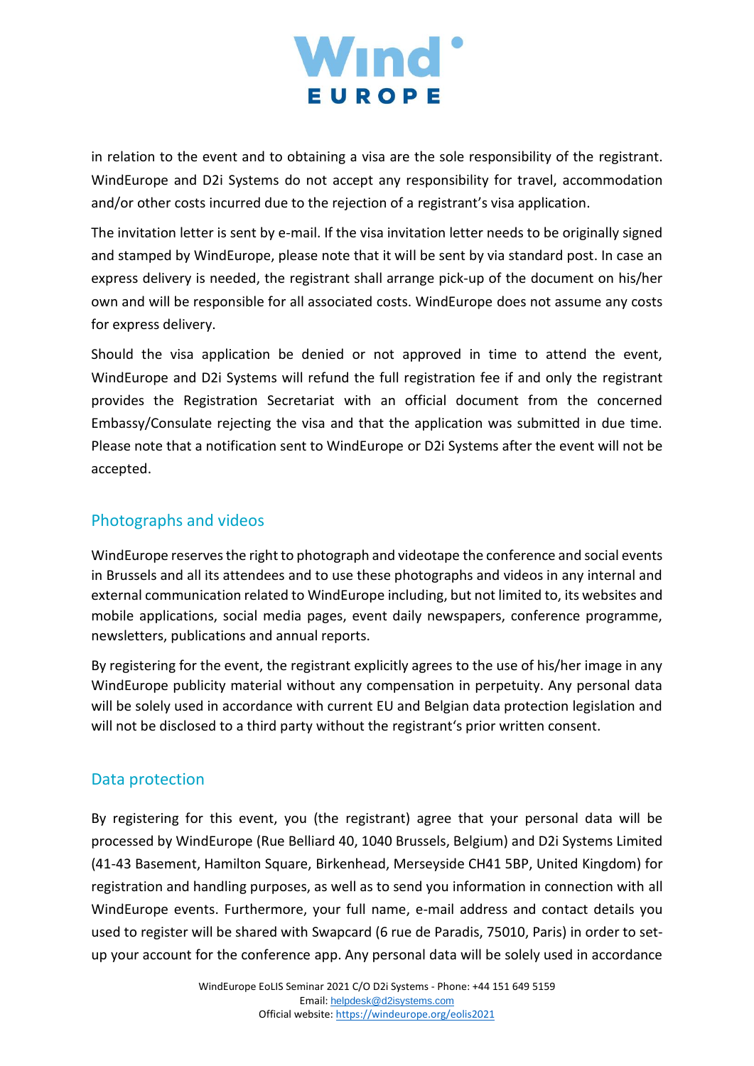in relation to the event and to obtaining a visa are the sole responsibility of the registrant. WindEurope and D2i Systems do not accept any responsibility for travel, accommodation and/or other costs incurred due to the rejection of a registrant's visa application.

The invitation letter is sent by e-mail. If the visa invitation letter needs to be originally signed and stamped by WindEurope, please note that it will be sent by via standard post. In case an express delivery is needed, the registrant shall arrange pick-up of the document on his/her own and will be responsible for all associated costs. WindEurope does not assume any costs for express delivery.

Should the visa application be denied or not approved in time to attend the event, WindEurope and D2i Systems will refund the full registration fee if and only the registrant provides the Registration Secretariat with an official document from the concerned Embassy/Consulate rejecting the visa and that the application was submitted in due time. Please note that a notification sent to WindEurope or D2i Systems after the event will not be accepted.

## Photographs and videos

WindEurope reserves the right to photograph and videotape the conference and social events in Brussels and all its attendees and to use these photographs and videos in any internal and external communication related to WindEurope including, but not limited to, its websites and mobile applications, social media pages, event daily newspapers, conference programme, newsletters, publications and annual reports.

By registering for the event, the registrant explicitly agrees to the use of his/her image in any WindEurope publicity material without any compensation in perpetuity. Any personal data will be solely used in accordance with current EU and Belgian data protection legislation and will not be disclosed to a third party without the registrant's prior written consent.

## Data protection

By registering for this event, you (the registrant) agree that your personal data will be processed by WindEurope (Rue Belliard 40, 1040 Brussels, Belgium) and D2i Systems Limited (41-43 Basement, Hamilton Square, Birkenhead, Merseyside CH41 5BP, United Kingdom) for registration and handling purposes, as well as to send you information in connection with all WindEurope events. Furthermore, your full name, e-mail address and contact details you used to register will be shared with Swapcard (6 rue de Paradis, 75010, Paris) in order to set-up your account for the conference app. Any personal data will be solely used in accordance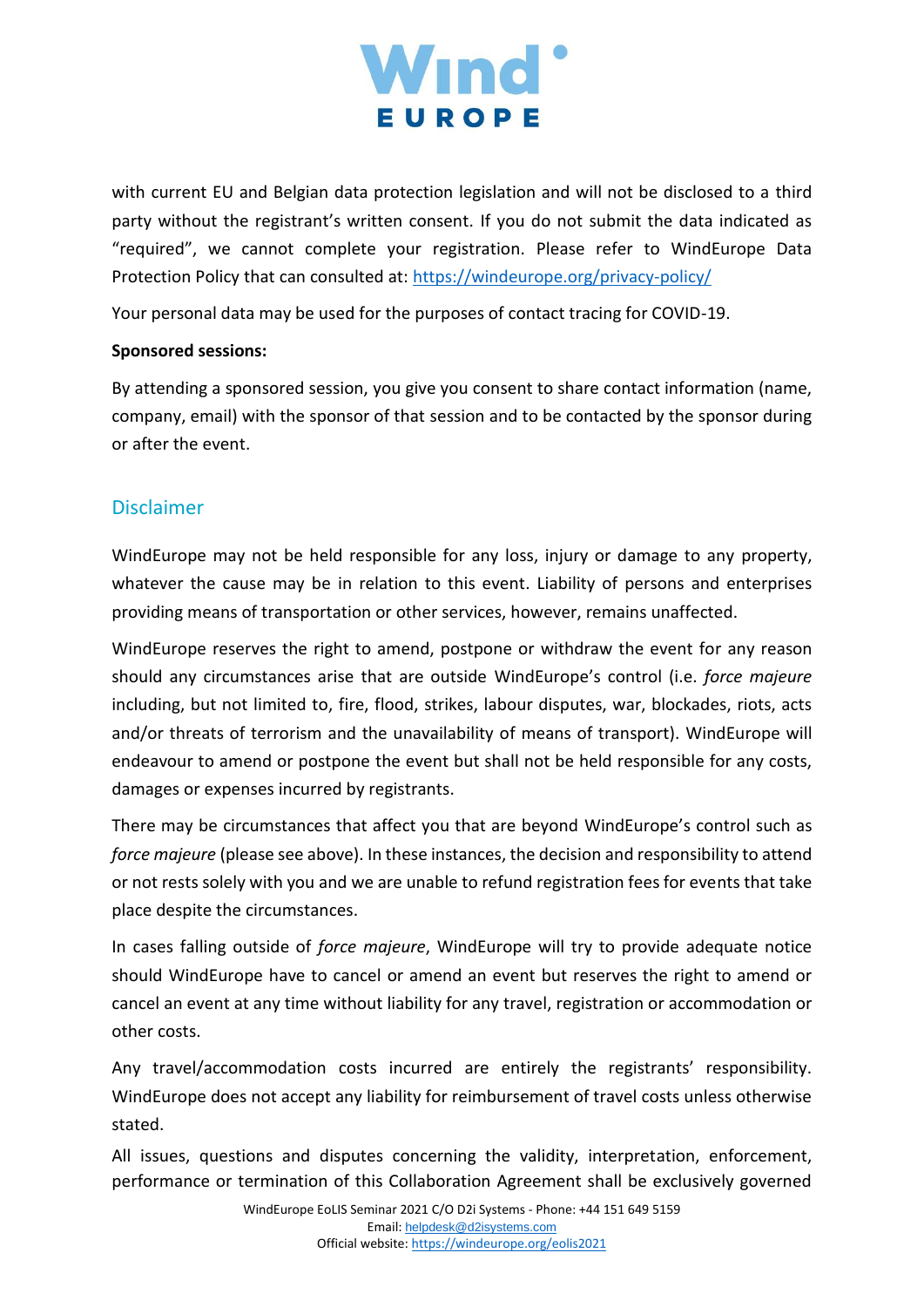with current EU and Belgian data protection legislation and will not be disclosed to a third party without the registrant's written consent. If you do not submit the data indicated as "required", we cannot complete your registration. Please refer to WindEurope Data Protection Policy that can consulted at: [https://windeurope.org/privacy-policy/](https://windeurope.org/privacy-policy/)

Your personal data may be used for the purposes of contact tracing for COVID-19.

**Sponsored sessions:**

By attending a sponsored session, you give you consent to share contact information (name, company, email) with the sponsor of that session and to be contacted by the sponsor during or after the event.

## Disclaimer

WindEurope may not be held responsible for any loss, injury or damage to any property, whatever the cause may be in relation to this event. Liability of persons and enterprises providing means of transportation or other services, however, remains unaffected.

WindEurope reserves the right to amend, postpone or withdraw the event for any reason should any circumstances arise that are outside WindEurope's control (i.e. *force majeure* including, but not limited to, fire, flood, strikes, labour disputes, war, blockades, riots, acts and/or threats of terrorism and the unavailability of means of transport). WindEurope will endeavour to amend or postpone the event but shall not be held responsible for any costs, damages or expenses incurred by registrants.

There may be circumstances that affect you that are beyond WindEurope's control such as *force majeure* (please see above). In these instances, the decision and responsibility to attend or not rests solely with you and we are unable to refund registration fees for events that take place despite the circumstances.

In cases falling outside of *force majeure*, WindEurope will try to provide adequate notice should WindEurope have to cancel or amend an event but reserves the right to amend or cancel an event at any time without liability for any travel, registration or accommodation or other costs.

Any travel/accommodation costs incurred are entirely the registrants' responsibility. WindEurope does not accept any liability for reimbursement of travel costs unless otherwise stated.

All issues, questions and disputes concerning the validity, interpretation, enforcement, performance or termination of this Collaboration Agreement shall be exclusively governed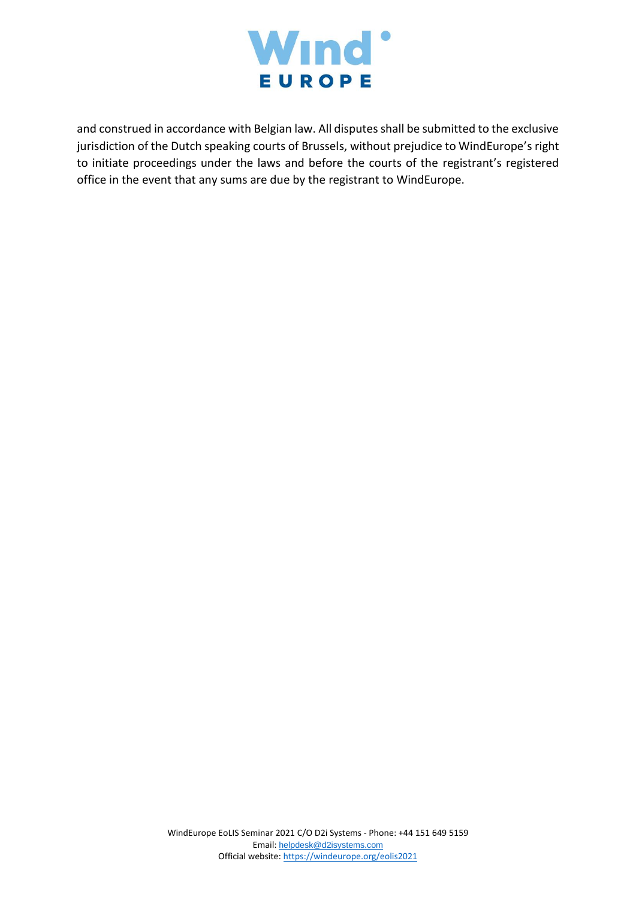and construed in accordance with Belgian law. All disputes shall be submitted to the exclusive jurisdiction of the Dutch speaking courts of Brussels, without prejudice to WindEurope's right to initiate proceedings under the laws and before the courts of the registrant's registered office in the event that any sums are due by the registrant to WindEurope.